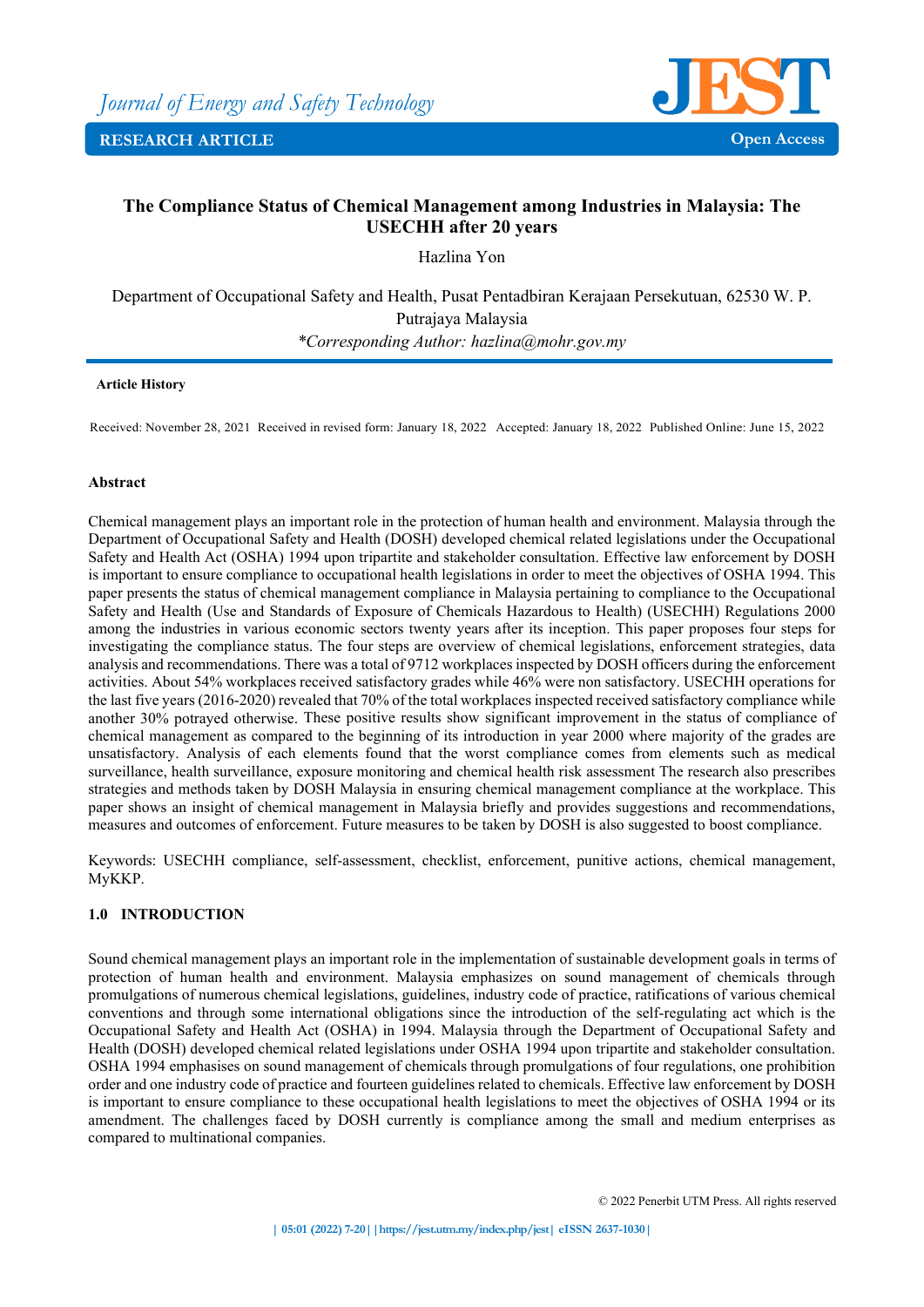# The Compliance Status of Chemical Management among Industries in Malaysia: The USECHH after 20 years

Hazlina Yon

Department of Occupational Safety and Health, Pusat Pentadbiran Kerajaan Persekutuan, 62530 W. P. Putrajaya Malaysia

*\*Corresponding Author: hazlina@mohr.gov.my*

**Article History**

Received: November 28, 2021 Received in revised form: January 18, 2022 Accepted: January 18, 2022 Published Online: June 15, 2022

**Abstract**

Chemical management plays an important role in the protection of human health and environment. Malaysia through the Department of Occupational Safety and Health (DOSH) developed chemical related legislations under the Occupational Safety and Health Act (OSHA) 1994 upon tripartite and stakeholder consultation. Effective law enforcement by DOSH is important to ensure compliance to occupational health legislations in order to meet the objectives of OSHA 1994. This paper presents the status of chemical management compliance in Malaysia pertaining to compliance to the Occupational Safety and Health (Use and Standards of Exposure of Chemicals Hazardous to Health) (USECHH) Regulations 2000 among the industries in various economic sectors twenty years after its inception. This paper proposes four steps for investigating the compliance status. The four steps are overview of chemical legislations, enforcement strategies, data analysis and recommendations. There was a total of 9712 workplaces inspected by DOSH officers during the enforcement activities. About 54% workplaces received satisfactory grades while 46% were non satisfactory. USECHH operations for the last five years (2016-2020) revealed that 70% of the total workplaces inspected received satisfactory compliance while another 30% potrayed otherwise. These positive results show significant improvement in the status of compliance of chemical management as compared to the beginning of its introduction in year 2000 where majority of the grades are unsatisfactory. Analysis of each elements found that the worst compliance comes from elements such as medical surveillance, health surveillance, exposure monitoring and chemical health risk assessment The research also prescribes strategies and methods taken by DOSH Malaysia in ensuring chemical management compliance at the workplace. This paper shows an insight of chemical management in Malaysia briefly and provides suggestions and recommendations, measures and outcomes of enforcement. Future measures to be taken by DOSH is also suggested to boost compliance.

Keywords: USECHH compliance, self-assessment, checklist, enforcement, punitive actions, chemical management, MyKKP.

## 1.0 INTRODUCTION

Sound chemical management plays an important role in the implementation of sustainable development goals in terms of protection of human health and environment. Malaysia emphasizes on sound management of chemicals through promulgations of numerous chemical legislations, guidelines, industry code of practice, ratifications of various chemical conventions and through some international obligations since the introduction of the self-regulating act which is the Occupational Safety and Health Act (OSHA) in 1994. Malaysia through the Department of Occupational Safety and Health (DOSH) developed chemical related legislations under OSHA 1994 upon tripartite and stakeholder consultation. OSHA 1994 emphasises on sound management of chemicals through promulgations of four regulations, one prohibition order and one industry code of practice and fourteen guidelines related to chemicals. Effective law enforcement by DOSH is important to ensure compliance to these occupational health legislations to meet the objectives of OSHA 1994 or its amendment. The challenges faced by DOSH currently is compliance among the small and medium enterprises as compared to multinational companies.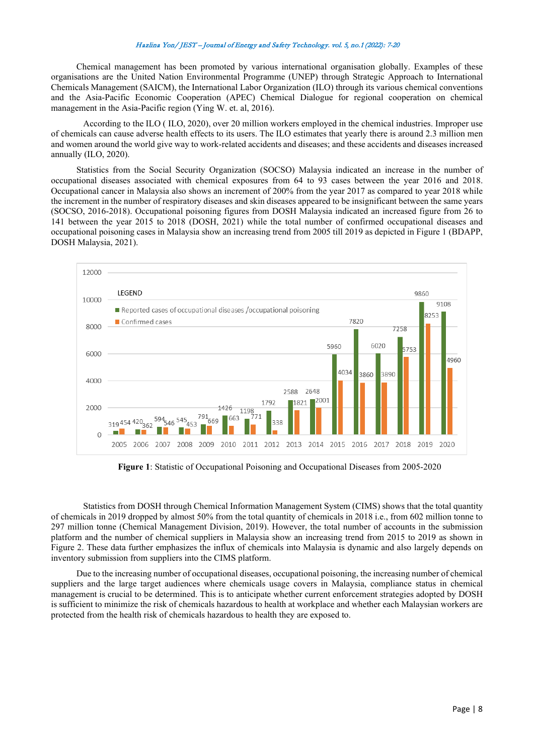Chemical management has been promoted by various international organisation globally. Examples of these organisations are the United Nation Environmental Programme (UNEP) through Strategic Approach to International Chemicals Management (SAICM), the International Labor Organization (ILO) through its various chemical conventions and the Asia-Pacific Economic Cooperation (APEC) Chemical Dialogue for regional cooperation on chemical management in the Asia-Pacific region (Ying W. et. al, 2016).

According to the ILO ( ILO, 2020), over 20 million workers employed in the chemical industries. Improper use of chemicals can cause adverse health effects to its users. The ILO estimates that yearly there is around 2.3 million men and women around the world give way to work-related accidents and diseases; and these accidents and diseases increased annually (ILO, 2020).

Statistics from the Social Security Organization (SOCSO) Malaysia indicated an increase in the number of occupational diseases associated with chemical exposures from 64 to 93 cases between the year 2016 and 2018. Occupational cancer in Malaysia also shows an increment of 200% from the year 2017 as compared to year 2018 while the increment in the number of respiratory diseases and skin diseases appeared to be insignificant between the same years (SOCSO, 2016-2018). Occupational poisoning figures from DOSH Malaysia indicated an increased figure from 26 to 141 between the year 2015 to 2018 (DOSH, 2021) while the total number of confirmed occupational diseases and occupational poisoning cases in Malaysia show an increasing trend from 2005 till 2019 as depicted in Figure 1 (BDAPP, DOSH Malaysia, 2021).

| Year | Reported cases of occupational diseases /occupational poisoning | Confirmed cases |
|---|---|---|
| 2005 | 319 | 454 |
| 2006 | 420 | 362 |
| 2007 | 594 | 546 |
| 2008 | 545 | 453 |
| 2009 | 791 | 669 |
| 2010 | 1426 | 663 |
| 2011 | 1198 | 771 |
| 2012 | 1792 | 338 |
| 2013 | 2588 | 1821 |
| 2014 | 2648 | 2001 |
| 2015 | 5960 | 4034 |
| 2016 | 7820 | 3860 |
| 2017 | 6020 | 3890 |
| 2018 | 7258 | 5753 |
| 2019 | 9860 | 8253 |
| 2020 | 9108 | 4960 |

**Figure 1**: Statistic of Occupational Poisoning and Occupational Diseases from 2005-2020

Statistics from DOSH through Chemical Information Management System (CIMS) shows that the total quantity of chemicals in 2019 dropped by almost 50% from the total quantity of chemicals in 2018 i.e., from 602 million tonne to 297 million tonne (Chemical Management Division, 2019). However, the total number of accounts in the submission platform and the number of chemical suppliers in Malaysia show an increasing trend from 2015 to 2019 as shown in Figure 2. These data further emphasizes the influx of chemicals into Malaysia is dynamic and also largely depends on inventory submission from suppliers into the CIMS platform.

Due to the increasing number of occupational diseases, occupational poisoning, the increasing number of chemical suppliers and the large target audiences where chemicals usage covers in Malaysia, compliance status in chemical management is crucial to be determined. This is to anticipate whether current enforcement strategies adopted by DOSH is sufficient to minimize the risk of chemicals hazardous to health at workplace and whether each Malaysian workers are protected from the health risk of chemicals hazardous to health they are exposed to.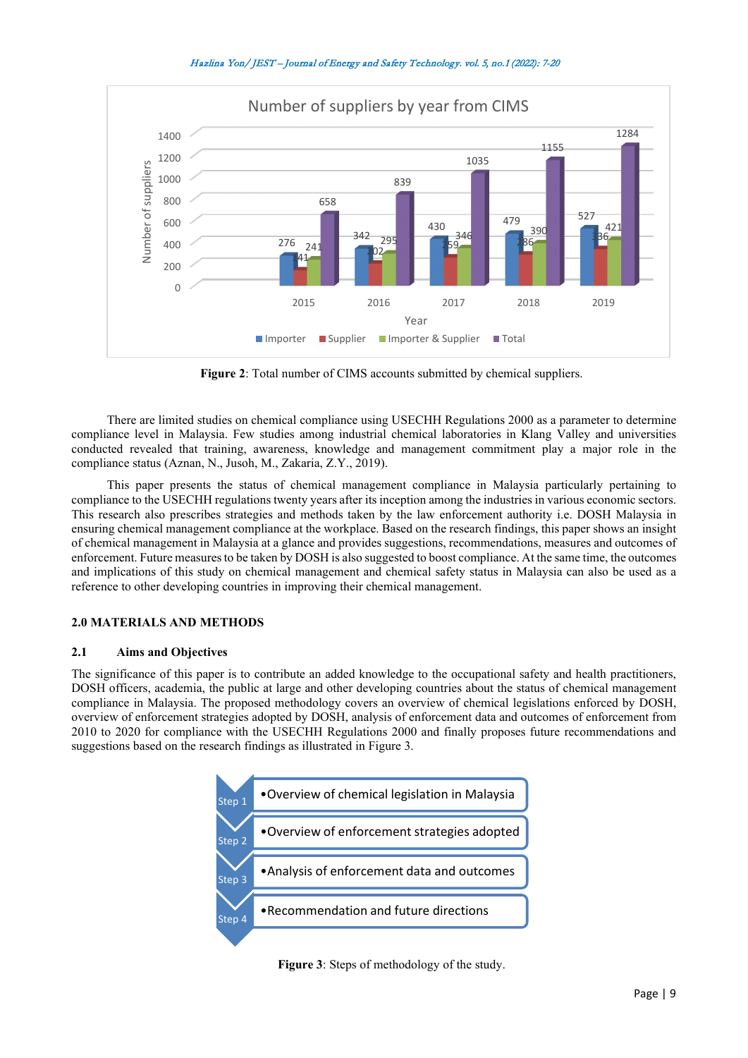**Figure 2**: Total number of CIMS accounts submitted by chemical suppliers.

There are limited studies on chemical compliance using USECHH Regulations 2000 as a parameter to determine compliance level in Malaysia. Few studies among industrial chemical laboratories in Klang Valley and universities conducted revealed that training, awareness, knowledge and management commitment play a major role in the compliance status (Aznan, N., Jusoh, M., Zakaria, Z.Y., 2019).

This paper presents the status of chemical management compliance in Malaysia particularly pertaining to the USECHH regulations twenty years after its inception among the industries in various economic sectors. This research also prescribes strategies and methods taken by the law enforcement authority i.e. DOSH Malaysia in ensuring chemical management compliance at the workplace. Based on the research findings, this paper shows an insight of chemical management in Malaysia at a glance and provides suggestions, recommendations, measures and outcomes of enforcement. Future measures to be taken by DOSH is also suggested to boost compliance. At the same time, the outcomes and implications of this study on chemical management and chemical safety status in Malaysia can also be used as a reference to other developing countries in improving their chemical management.

## 2.0 MATERIALS AND METHODS

### 2.1 Aims and Objectives

The significance of this paper is to contribute an added knowledge to the occupational safety and health practitioners, DOSH officers, academia, the public at large and other developing countries about the status of chemical management compliance in Malaysia. The proposed methodology covers an overview of chemical legislations enforced by DOSH, overview of enforcement strategies adopted by DOSH, analysis of enforcement data and outcomes of enforcement from 2010 to 2020 for compliance with the USECHH Regulations 2000 and finally proposes future recommendations and suggestions based on the research findings as illustrated in Figure 3.

**Figure 3**: Steps of methodology of the study.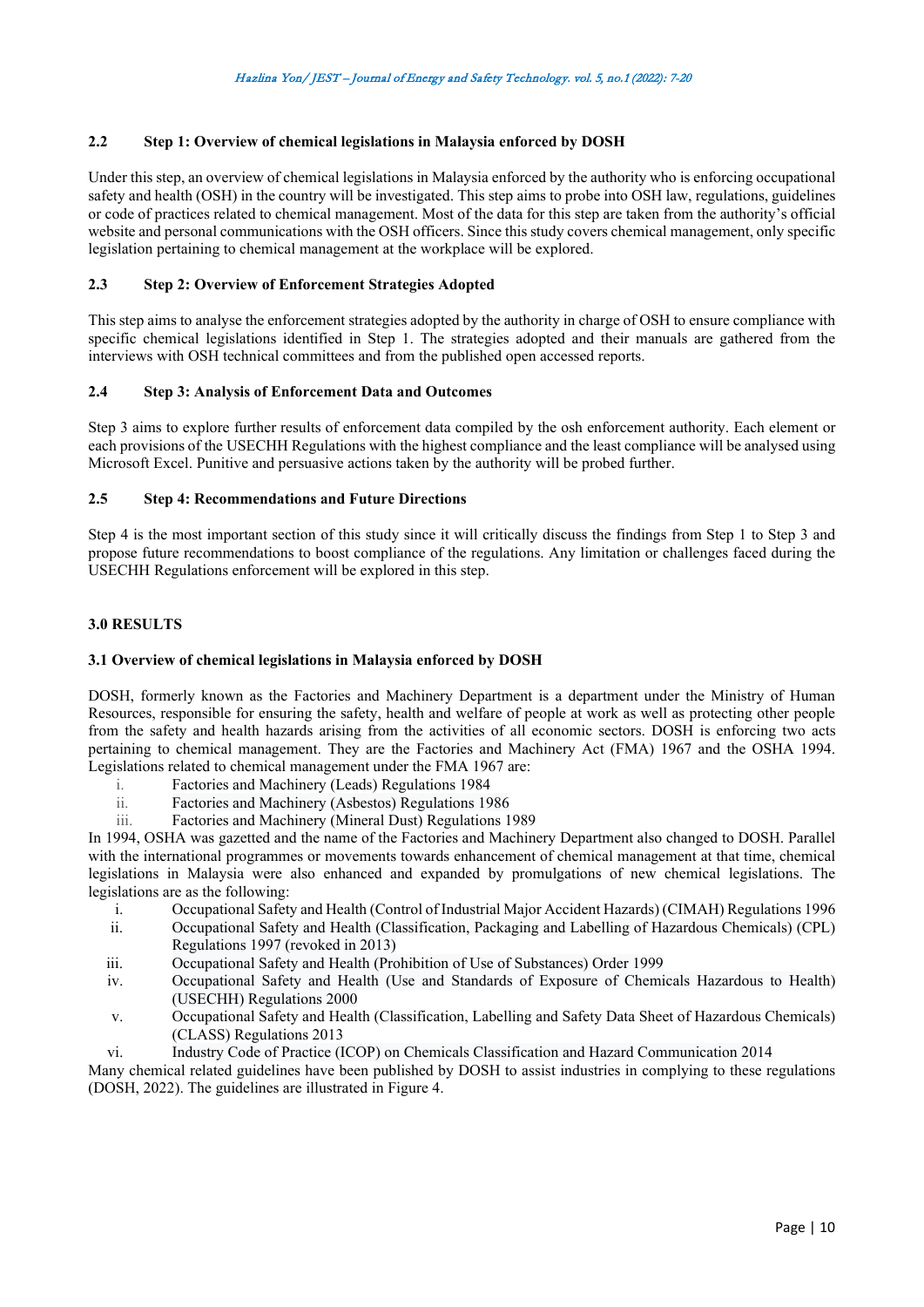### 2.2 Step 1: Overview of chemical legislations in Malaysia enforced by DOSH

Under this step, an overview of chemical legislations in Malaysia enforced by the authority who is enforcing occupational safety and health (OSH) in the country will be investigated. This step aims to probe into OSH law, regulations, guidelines or code of practices related to chemical management. Most of the data for this step are taken from the authority's official website and personal communications with the OSH officers. Since this study covers chemical management, only specific legislation pertaining to chemical management at the workplace will be explored.

### 2.3 Step 2: Overview of Enforcement Strategies Adopted

This step aims to analyse the enforcement strategies adopted by the authority in charge of OSH to ensure compliance with specific chemical legislations identified in Step 1. The strategies adopted and their manuals are gathered from the interviews with OSH technical committees and from the published open accessed reports.

### 2.4 Step 3: Analysis of Enforcement Data and Outcomes

Step 3 aims to explore further results of enforcement data compiled by the osh enforcement authority. Each element or each provisions of the USECHH Regulations with the highest compliance and the least compliance will be analysed using Microsoft Excel. Punitive and persuasive actions taken by the authority will be probed further.

### 2.5 Step 4: Recommendations and Future Directions

Step 4 is the most important section of this study since it will critically discuss the findings from Step 1 to Step 3 and propose future recommendations to boost compliance of the regulations. Any limitation or challenges faced during the USECHH Regulations enforcement will be explored in this step.

## 3.0 RESULTS

### 3.1 Overview of chemical legislations in Malaysia enforced by DOSH

DOSH, formerly known as the Factories and Machinery Department is a department under the Ministry of Human Resources, responsible for ensuring the safety, health and welfare of people at work as well as protecting other people from the safety and health hazards arising from the activities of all economic sectors. DOSH is enforcing two acts pertaining to chemical management. They are the Factories and Machinery Act (FMA) 1967 and the OSHA 1994. Legislations related to chemical management under the FMA 1967 are:

i. Factories and Machinery (Leads) Regulations 1984
ii. Factories and Machinery (Asbestos) Regulations 1986
iii. Factories and Machinery (Mineral Dust) Regulations 1989

In 1994, OSHA was gazetted and the name of the Factories and Machinery Department also changed to DOSH. Parallel with the international programmes or movements towards enhancement of chemical management at that time, chemical legislations in Malaysia were also enhanced and expanded by promulgations of new chemical legislations. The legislations are as the following:

i. Occupational Safety and Health (Control of Industrial Major Accident Hazards) (CIMAH) Regulations 1996
ii. Occupational Safety and Health (Classification, Packaging and Labelling of Hazardous Chemicals) (CPL) Regulations 1997 (revoked in 2013)
iii. Occupational Safety and Health (Prohibition of Use of Substances) Order 1999
iv. Occupational Safety and Health (Use and Standards of Exposure of Chemicals Hazardous to Health) (USECHH) Regulations 2000
v. Occupational Safety and Health (Classification, Labelling and Safety Data Sheet of Hazardous Chemicals) (CLASS) Regulations 2013
vi. Industry Code of Practice (ICOP) on Chemicals Classification and Hazard Communication 2014

Many chemical related guidelines have been published by DOSH to assist industries in complying to these regulations (DOSH, 2022). The guidelines are illustrated in Figure 4.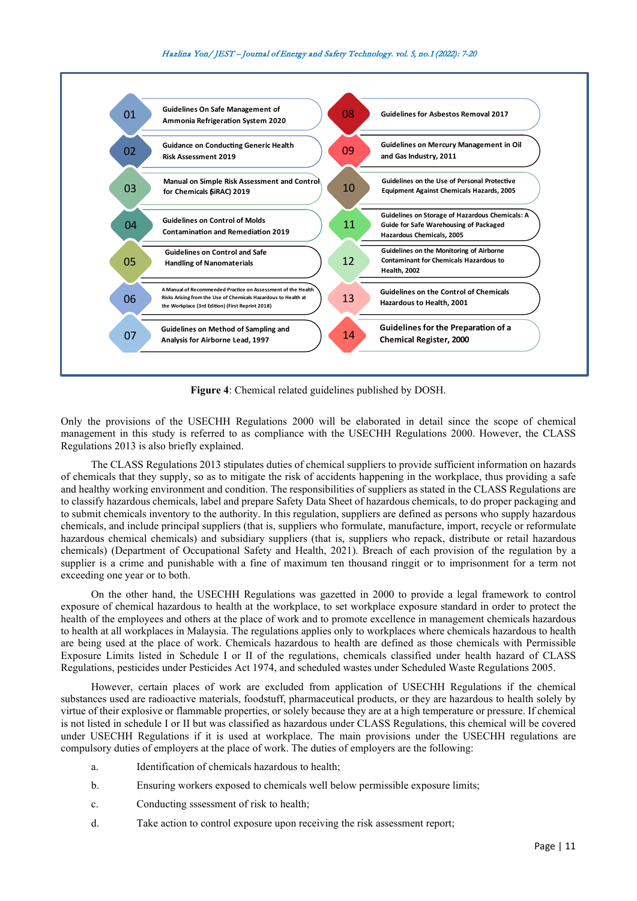01 Guidelines On Safe Management of Ammonia Refrigeration System 2020

02 Guidance on Conducting Generic Health Risk Assessment 2019

03 Manual on Simple Risk Assessment and Control for Chemicals (SiRAC) 2019

04 Guidelines on Control of Molds Contamination and Remediation 2019

05 Guidelines on Control and Safe Handling of Nanomaterials

06 A Manual of Recommended Practice on Assessment of the Health Risks Arising from the Use of Chemicals Hazardous to Health at the Workplace (3rd Edition) (First Reprint 2018)

07 Guidelines on Method of Sampling and Analysis for Airborne Lead, 1997

08 Guidelines for Asbestos Removal 2017

09 Guidelines on Mercury Management in Oil and Gas Industry, 2011

10 Guidelines on the Use of Personal Protective Equipment Against Chemicals Hazards, 2005

11 Guidelines on Storage of Hazardous Chemicals: A Guide for Safe Warehousing of Packaged Hazardous Chemicals, 2005

12 Guidelines on the Monitoring of Airborne Contaminant for Chemicals Hazardous to Health, 2002

13 Guidelines on the Control of Chemicals Hazardous to Health, 2001

14 Guidelines for the Preparation of a Chemical Register, 2000

**Figure 4**: Chemical related guidelines published by DOSH.

Only the provisions of the USECHH Regulations 2000 will be elaborated in detail since the scope of chemical management in this study is referred to as compliance with the USECHH Regulations 2000. However, the CLASS Regulations 2013 is also briefly explained.

The CLASS Regulations 2013 stipulates duties of chemical suppliers to provide sufficient information on hazards of chemicals that they supply, so as to mitigate the risk of accidents happening in the workplace, thus providing a safe and healthy working environment and condition. The responsibilities of suppliers as stated in the CLASS Regulations are to classify hazardous chemicals, label and prepare Safety Data Sheet of hazardous chemicals, to do proper packaging and to submit chemicals inventory to the authority. In this regulation, suppliers are defined as persons who supply hazardous chemicals, and include principal suppliers (that is, suppliers who formulate, manufacture, import, recycle or reformulate hazardous chemical chemicals) and subsidiary suppliers (that is, suppliers who repack, distribute or retail hazardous chemicals) (Department of Occupational Safety and Health, 2021). Breach of each provision of the regulation by a supplier is a crime and punishable with a fine of maximum ten thousand ringgit or to imprisonment for a term not exceeding one year or to both.

On the other hand, the USECHH Regulations was gazetted in 2000 to provide a legal framework to control exposure of chemical hazardous to health at the workplace, to set workplace exposure standard in order to protect the health of the employees and others at the place of work and to promote excellence in management chemicals hazardous to health at all workplaces in Malaysia. The regulations applies only to workplaces where chemicals hazardous to health are being used at the place of work. Chemicals hazardous to health are defined as those chemicals with Permissible Exposure Limits listed in Schedule I or II of the regulations, chemicals classified under health hazard of CLASS Regulations, pesticides under Pesticides Act 1974, and scheduled wastes under Scheduled Waste Regulations 2005.

However, certain places of work are excluded from application of USECHH Regulations if the chemical substances used are radioactive materials, foodstuff, pharmaceutical products, or they are hazardous to health solely by virtue of their explosive or flammable properties, or solely because they are at a high temperature or pressure. If chemical is not listed in schedule I or II but was classified as hazardous under CLASS Regulations, this chemical will be covered under USECHH Regulations if it is used at workplace. The main provisions under the USECHH regulations are compulsory duties of employers at the place of work. The duties of employers are the following:

a. Identification of chemicals hazardous to health;

b. Ensuring workers exposed to chemicals well below permissible exposure limits;

c. Conducting sssessment of risk to health;

d. Take action to control exposure upon receiving the risk assessment report;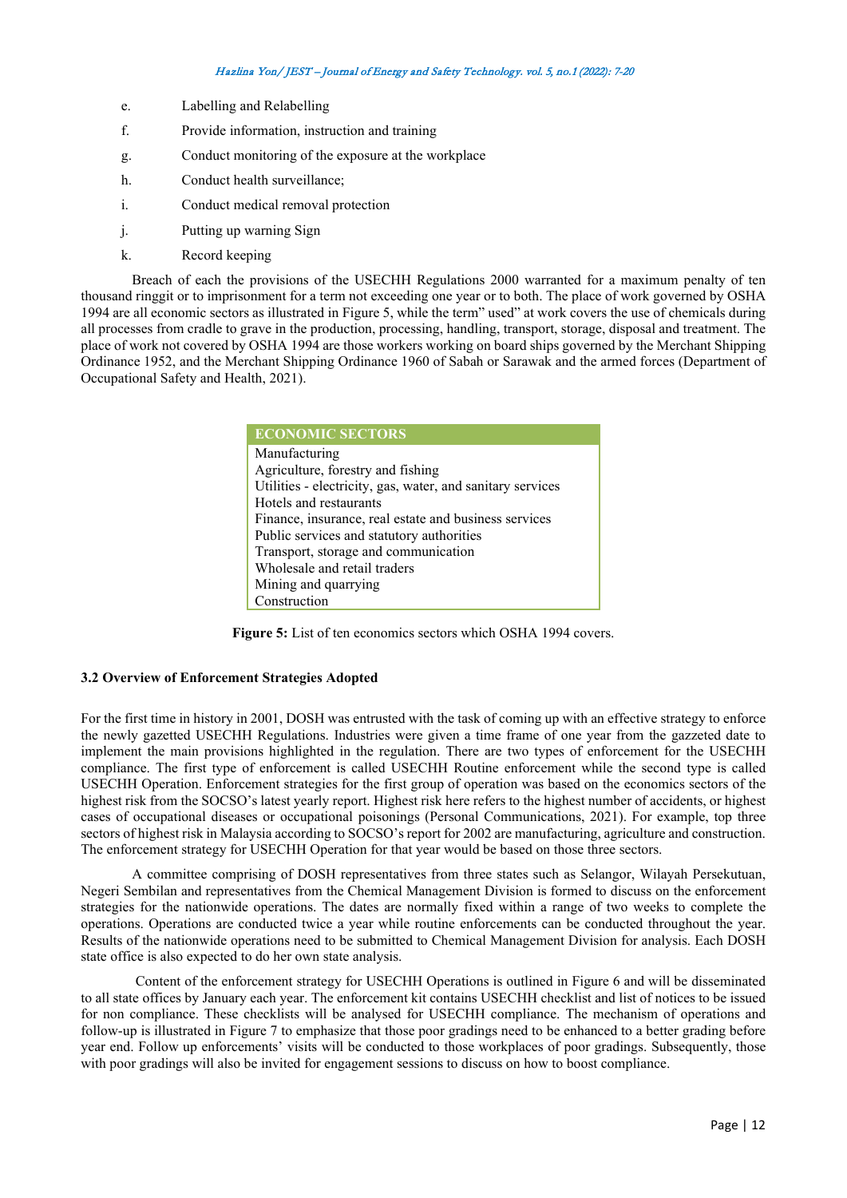e. Labelling and Relabelling

f. Provide information, instruction and training

g. Conduct monitoring of the exposure at the workplace

h. Conduct health surveillance;

i. Conduct medical removal protection

j. Putting up warning Sign

k. Record keeping

Breach of each the provisions of the USECHH Regulations 2000 warranted for a maximum penalty of ten thousand ringgit or to imprisonment for a term not exceeding one year or to both. The place of work governed by OSHA 1994 are all economic sectors as illustrated in Figure 5, while the term" used" at work covers the use of chemicals during all processes from cradle to grave in the production, processing, handling, transport, storage, disposal and treatment. The place of work not covered by OSHA 1994 are those workers working on board ships governed by the Merchant Shipping Ordinance 1952, and the Merchant Shipping Ordinance 1960 of Sabah or Sarawak and the armed forces (Department of Occupational Safety and Health, 2021).

| ECONOMIC SECTORS |
|---|
| Manufacturing |
| Agriculture, forestry and fishing |
| Utilities - electricity, gas, water, and sanitary services |
| Hotels and restaurants |
| Finance, insurance, real estate and business services |
| Public services and statutory authorities |
| Transport, storage and communication |
| Wholesale and retail traders |
| Mining and quarrying |
| Construction |

**Figure 5:** List of ten economics sectors which OSHA 1994 covers.

### 3.2 Overview of Enforcement Strategies Adopted

For the first time in history in 2001, DOSH was entrusted with the task of coming up with an effective strategy to enforce the newly gazetted USECHH Regulations. Industries were given a time frame of one year from the gazzeted date to implement the main provisions highlighted in the regulation. There are two types of enforcement for the USECHH compliance. The first type of enforcement is called USECHH Routine enforcement while the second type is called USECHH Operation. Enforcement strategies for the first group of operation was based on the economics sectors of the highest risk from the SOCSO's latest yearly report. Highest risk here refers to the highest number of accidents, or highest cases of occupational diseases or occupational poisonings (Personal Communications, 2021). For example, top three sectors of highest risk in Malaysia according to SOCSO's report for 2002 are manufacturing, agriculture and construction. The enforcement strategy for USECHH Operation for that year would be based on those three sectors.

A committee comprising of DOSH representatives from three states such as Selangor, Wilayah Persekutuan, Negeri Sembilan and representatives from the Chemical Management Division is formed to discuss on the enforcement strategies for the nationwide operations. The dates are normally fixed within a range of two weeks to complete the operations. Operations are conducted twice a year while routine enforcements can be conducted throughout the year. Results of the nationwide operations need to be submitted to Chemical Management Division for analysis. Each DOSH state office is also expected to do her own state analysis.

Content of the enforcement strategy for USECHH Operations is outlined in Figure 6 and will be disseminated to all state offices by January each year. The enforcement kit contains USECHH checklist and list of notices to be issued for non compliance. These checklists will be analysed for USECHH compliance. The mechanism of operations and follow-up is illustrated in Figure 7 to emphasize that those poor gradings need to be enhanced to a better grading before year end. Follow up enforcements' visits will be conducted to those workplaces of poor gradings. Subsequently, those with poor gradings will also be invited for engagement sessions to discuss on how to boost compliance.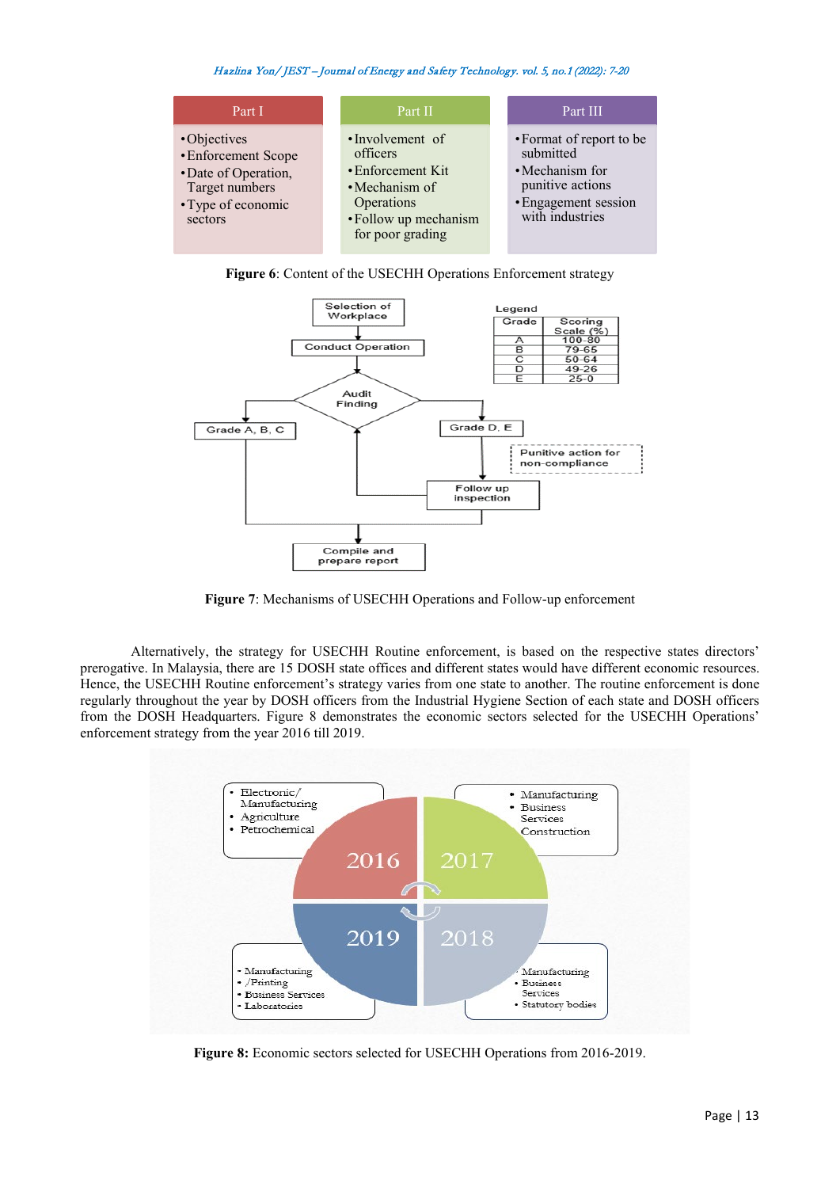| Part I | Part II | Part III |
| --- | --- | --- |
| • Objectives<br>• Enforcement Scope<br>• Date of Operation, Target numbers<br>• Type of economic sectors | • Involvement of officers<br>• Enforcement Kit<br>• Mechanism of Operations<br>• Follow up mechanism for poor grading | • Format of report to be submitted<br>• Mechanism for punitive actions<br>• Engagement session with industries |

**Figure 6**: Content of the USECHH Operations Enforcement strategy

Selection of Workplace → Conduct Operation → Audit Finding → Grade A, B, C / Grade D, E → Punitive action for non-compliance → Follow up inspection → Compile and prepare report

Legend

| Grade | Scoring Scale (%) |
| --- | --- |
| A | 100-80 |
| B | 79-65 |
| C | 50-64 |
| D | 49-26 |
| E | 25-0 |

**Figure 7**: Mechanisms of USECHH Operations and Follow-up enforcement

Alternatively, the strategy for USECHH Routine enforcement, is based on the respective states directors' prerogative. In Malaysia, there are 15 DOSH state offices and different states would have different economic resources. Hence, the USECHH Routine enforcement's strategy varies from one state to another. The routine enforcement is done regularly throughout the year by DOSH officers from the Industrial Hygiene Section of each state and DOSH officers from the DOSH Headquarters. Figure 8 demonstrates the economic sectors selected for the USECHH Operations' enforcement strategy from the year 2016 till 2019.

- 2016: Electronic/ Manufacturing; Agriculture; Petrochemical
- 2017: Manufacturing; Business Services; Construction
- 2018: Manufacturing; Business Services; Statutory bodies
- 2019: Manufacturing /Printing; Business Services; Laboratories

**Figure 8:** Economic sectors selected for USECHH Operations from 2016-2019.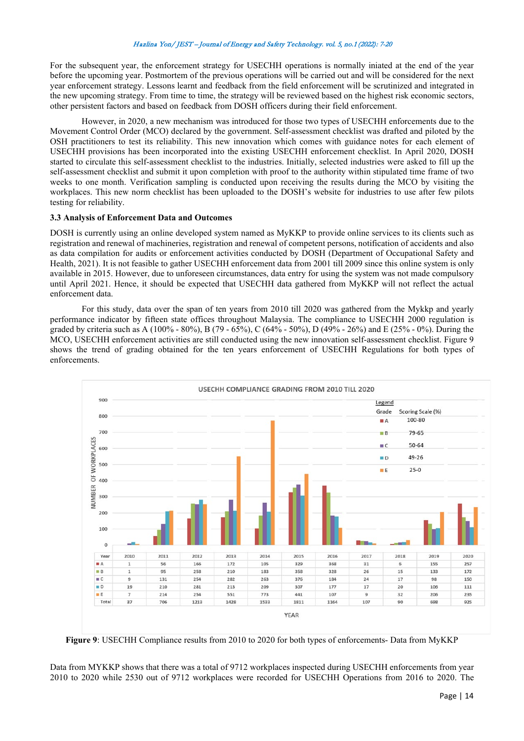For the subsequent year, the enforcement strategy for USECHH operations is normally iniated at the end of the year before the upcoming year. Postmortem of the previous operations will be carried out and will be considered for the next year enforcement strategy. Lessons learnt and feedback from the field enforcement will be scrutinized and integrated in the new upcoming strategy. From time to time, the strategy will be reviewed based on the highest risk economic sectors, other persistent factors and based on feedback from DOSH officers during their field enforcement.

However, in 2020, a new mechanism was introduced for those two types of USECHH enforcements due to the Movement Control Order (MCO) declared by the government. Self-assessment checklist was drafted and piloted by the OSH practitioners to test its reliability. This new innovation which comes with guidance notes for each element of USECHH provisions has been incorporated into the existing USECHH enforcement checklist. In April 2020, DOSH started to circulate this self-assessment checklist to the industries. Initially, selected industries were asked to fill up the self-assessment checklist and submit it upon completion with proof to the authority within stipulated time frame of two weeks to one month. Verification sampling is conducted upon receiving the results during the MCO by visiting the workplaces. This new norm checklist has been uploaded to the DOSH's website for industries to use after few pilots testing for reliability.

### 3.3 Analysis of Enforcement Data and Outcomes

DOSH is currently using an online developed system named as MyKKP to provide online services to its clients such as registration and renewal of machineries, registration and renewal of competent persons, notification of accidents and also as data compilation for audits or enforcement activities conducted by DOSH (Department of Occupational Safety and Health, 2021). It is not feasible to gather USECHH enforcement data from 2001 till 2009 since this online system is only available in 2015. However, due to unforeseen circumstances, data entry for using the system was not made compulsory until April 2021. Hence, it should be expected that USECHH data gathered from MyKKP will not reflect the actual enforcement data.

For this study, data over the span of ten years from 2010 till 2020 was gathered from the Mykkp and yearly performance indicator by fifteen state offices throughout Malaysia. The compliance to USECHH 2000 regulation is graded by criteria such as A (100% - 80%), B (79 - 65%), C (64% - 50%), D (49% - 26%) and E (25% - 0%). During the MCO, USECHH enforcement activities are still conducted using the new innovation self-assessment checklist. Figure 9 shows the trend of grading obtained for the ten years enforcement of USECHH Regulations for both types of enforcements.

USECHH COMPLIANCE GRADING FROM 2010 TILL 2020

| Year | 2010 | 2011 | 2012 | 2013 | 2014 | 2015 | 2016 | 2017 | 2018 | 2019 | 2020 |
|---|---|---|---|---|---|---|---|---|---|---|---|
| A | 1 | 56 | 166 | 172 | 105 | 329 | 368 | 31 | 6 | 155 | 257 |
| B | 1 | 95 | 258 | 210 | 183 | 358 | 328 | 26 | 15 | 133 | 172 |
| C | 9 | 131 | 254 | 282 | 263 | 376 | 184 | 24 | 17 | 98 | 150 |
| D | 19 | 210 | 281 | 213 | 209 | 307 | 177 | 17 | 20 | 106 | 111 |
| E | 7 | 214 | 254 | 551 | 773 | 441 | 107 | 9 | 32 | 206 | 235 |
| Total | 37 | 706 | 1213 | 1428 | 1533 | 1811 | 1164 | 107 | 90 | 698 | 925 |

Legend — Grade: Scoring Scale (%): A 100-80; B 79-65; C 50-64; D 49-26; E 25-0

**Figure 9**: USECHH Compliance results from 2010 to 2020 for both types of enforcements- Data from MyKKP

Data from MYKKP shows that there was a total of 9712 workplaces inspected during USECHH enforcements from year 2010 to 2020 while 2530 out of 9712 workplaces were recorded for USECHH Operations from 2016 to 2020. The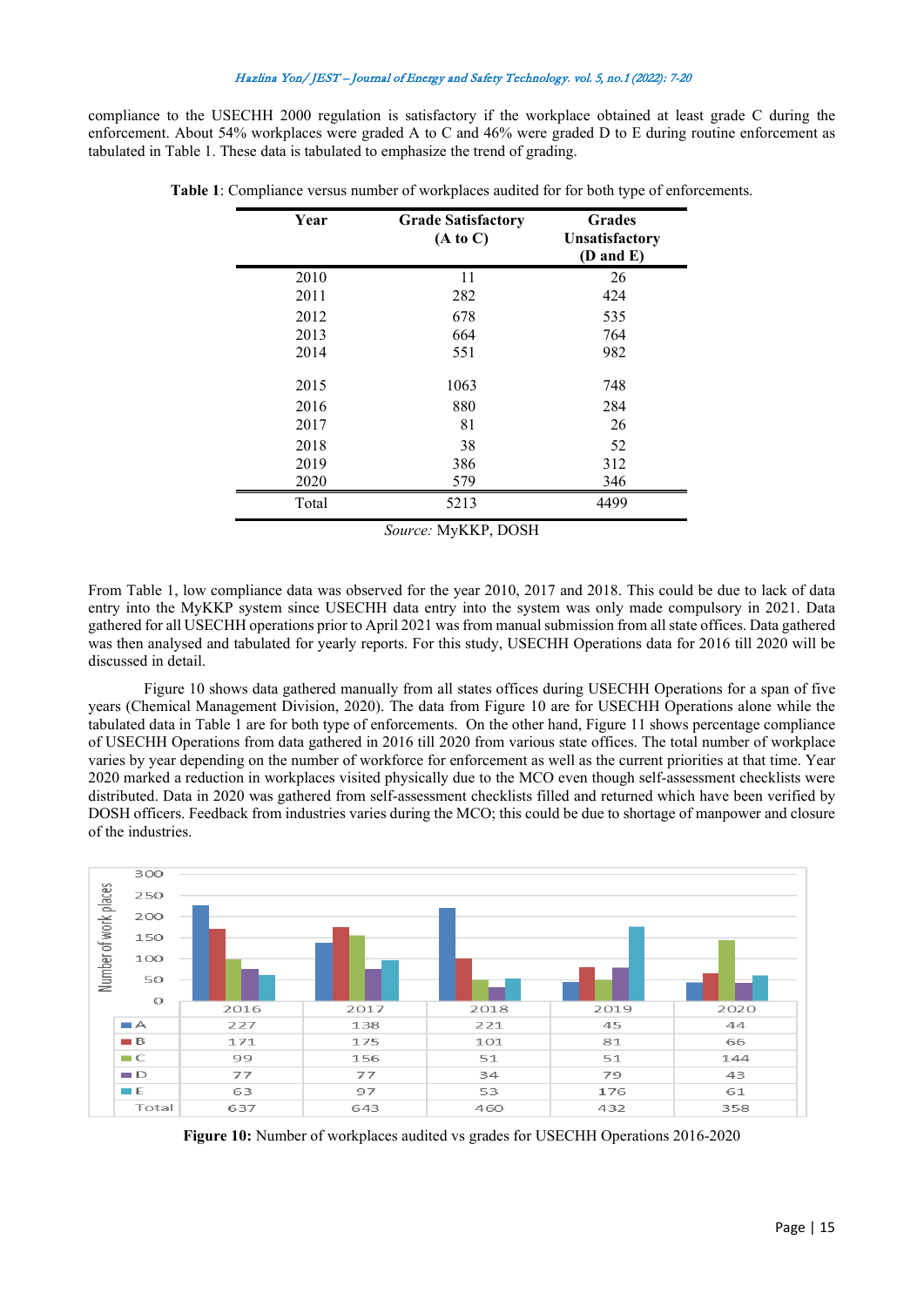compliance to the USECHH 2000 regulation is satisfactory if the workplace obtained at least grade C during the enforcement. About 54% workplaces were graded A to C and 46% were graded D to E during routine enforcement as tabulated in Table 1. These data is tabulated to emphasize the trend of grading.

**Table 1**: Compliance versus number of workplaces audited for for both type of enforcements.

| Year | Grade Satisfactory (A to C) | Grades Unsatisfactory (D and E) |
|---|---|---|
| 2010 | 11 | 26 |
| 2011 | 282 | 424 |
| 2012 | 678 | 535 |
| 2013 | 664 | 764 |
| 2014 | 551 | 982 |
| 2015 | 1063 | 748 |
| 2016 | 880 | 284 |
| 2017 | 81 | 26 |
| 2018 | 38 | 52 |
| 2019 | 386 | 312 |
| 2020 | 579 | 346 |
| Total | 5213 | 4499 |

*Source:* MyKKP, DOSH

From Table 1, low compliance data was observed for the year 2010, 2017 and 2018. This could be due to lack of data entry into the MyKKP system since USECHH data entry into the system was only made compulsory in 2021. Data gathered for all USECHH operations prior to April 2021 was from manual submission from all state offices. Data gathered was then analysed and tabulated for yearly reports. For this study, USECHH Operations data for 2016 till 2020 will be discussed in detail.

Figure 10 shows data gathered manually from all states offices during USECHH Operations for a span of five years (Chemical Management Division, 2020). The data from Figure 10 are for USECHH Operations alone while the tabulated data in Table 1 are for both type of enforcements. On the other hand, Figure 11 shows percentage compliance of USECHH Operations from data gathered in 2016 till 2020 from various state offices. The total number of workplace varies by year depending on the number of workforce for enforcement as well as the current priorities at that time. Year 2020 marked a reduction in workplaces visited physically due to the MCO even though self-assessment checklists were distributed. Data in 2020 was gathered from self-assessment checklists filled and returned which have been verified by DOSH officers. Feedback from industries varies during the MCO; this could be due to shortage of manpower and closure of the industries.

| | 2016 | 2017 | 2018 | 2019 | 2020 |
|---|---|---|---|---|---|
| A | 227 | 138 | 221 | 45 | 44 |
| B | 171 | 175 | 101 | 81 | 66 |
| C | 99 | 156 | 51 | 51 | 144 |
| D | 77 | 77 | 34 | 79 | 43 |
| E | 63 | 97 | 53 | 176 | 61 |
| Total | 637 | 643 | 460 | 432 | 358 |

**Figure 10:** Number of workplaces audited vs grades for USECHH Operations 2016-2020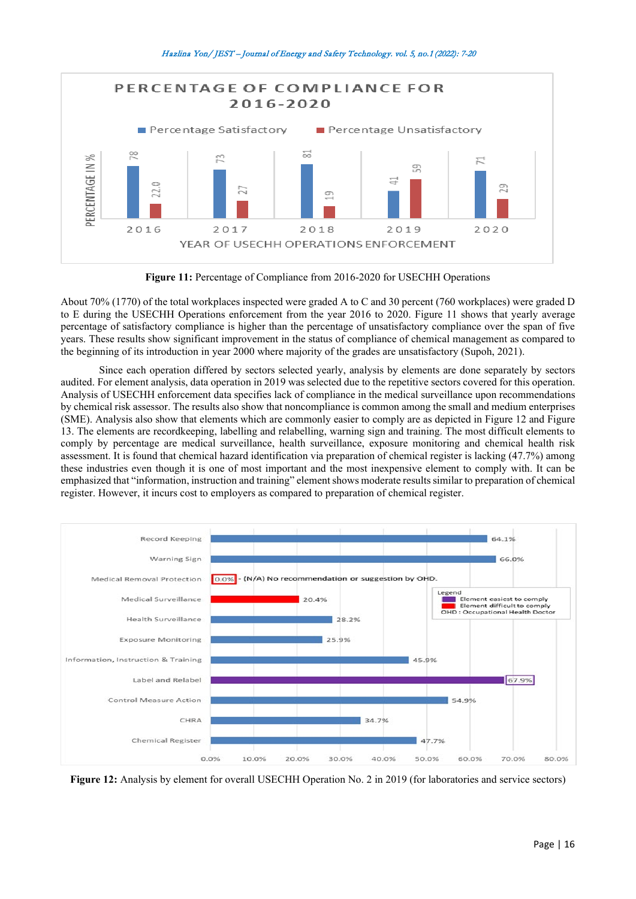**Figure 11:** Percentage of Compliance from 2016-2020 for USECHH Operations

About 70% (1770) of the total workplaces inspected were graded A to C and 30 percent (760 workplaces) were graded D to E during the USECHH Operations enforcement from the year 2016 to 2020. Figure 11 shows that yearly average percentage of satisfactory compliance is higher than the percentage of unsatisfactory compliance over the span of five years. These results show significant improvement in the status of compliance of chemical management as compared to the beginning of its introduction in year 2000 where majority of the grades are unsatisfactory (Supoh, 2021).

Since each operation differed by sectors selected yearly, analysis by elements are done separately by sectors audited. For element analysis, data operation in 2019 was selected due to the repetitive sectors covered for this operation. Analysis of USECHH enforcement data specifies lack of compliance in the medical surveillance upon recommendations by chemical risk assessor. The results also show that noncompliance is common among the small and medium enterprises (SME). Analysis also show that elements which are commonly easier to comply are as depicted in Figure 12 and Figure 13. The elements are recordkeeping, labelling and relabelling, warning sign and training. The most difficult elements to comply by percentage are medical surveillance, health surveillance, exposure monitoring and chemical health risk assessment. It is found that chemical hazard identification via preparation of chemical register is lacking (47.7%) among these industries even though it is one of most important and the most inexpensive element to comply with. It can be emphasized that "information, instruction and training" element shows moderate results similar to preparation of chemical register. However, it incurs cost to employers as compared to preparation of chemical register.

**Figure 12:** Analysis by element for overall USECHH Operation No. 2 in 2019 (for laboratories and service sectors)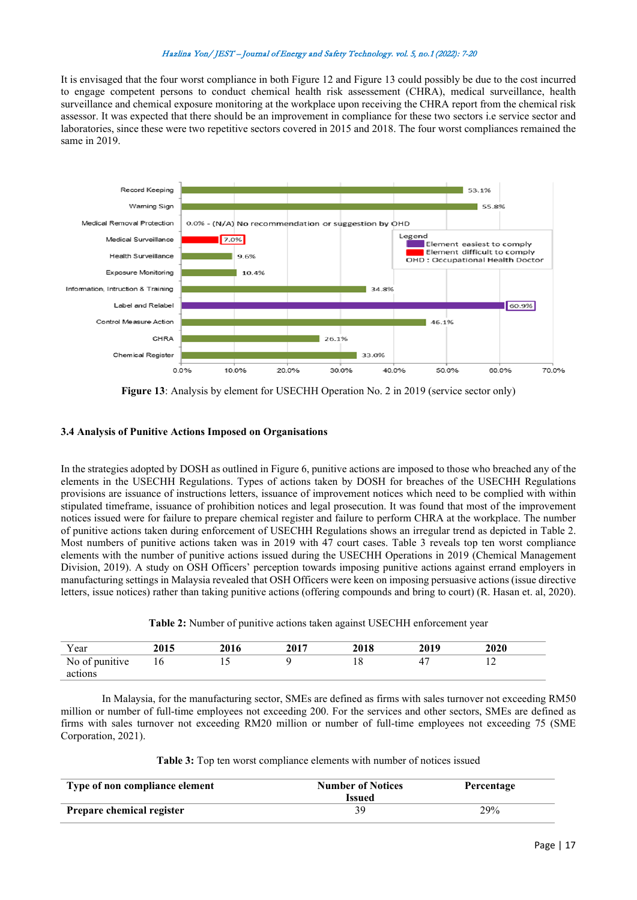It is envisaged that the four worst compliance in both Figure 12 and Figure 13 could possibly be due to the cost incurred to engage competent persons to conduct chemical health risk assessement (CHRA), medical surveillance, health surveillance and chemical exposure monitoring at the workplace upon receiving the CHRA report from the chemical risk assessor. It was expected that there should be an improvement in compliance for these two sectors i.e service sector and laboratories, since these were two repetitive sectors covered in 2015 and 2018. The four worst compliances remained the same in 2019.

**Figure 13**: Analysis by element for USECHH Operation No. 2 in 2019 (service sector only)

### 3.4 Analysis of Punitive Actions Imposed on Organisations

In the strategies adopted by DOSH as outlined in Figure 6, punitive actions are imposed to those who breached any of the elements in the USECHH Regulations. Types of actions taken by DOSH for breaches of the USECHH Regulations provisions are issuance of instructions letters, issuance of improvement notices which need to be complied with within stipulated timeframe, issuance of prohibition notices and legal prosecution. It was found that most of the improvement notices issued were for failure to prepare chemical register and failure to perform CHRA at the workplace. The number of punitive actions taken during enforcement of USECHH Regulations shows an irregular trend as depicted in Table 2. Most numbers of punitive actions taken was in 2019 with 47 court cases. Table 3 reveals top ten worst compliance elements with the number of punitive actions issued during the USECHH Operations in 2019 (Chemical Management Division, 2019). A study on OSH Officers' perception towards imposing punitive actions against errand employers in manufacturing settings in Malaysia revealed that OSH Officers were keen on imposing persuasive actions (issue directive letters, issue notices) rather than taking punitive actions (offering compounds and bring to court) (R. Hasan et. al, 2020).

**Table 2:** Number of punitive actions taken against USECHH enforcement year

| Year | 2015 | 2016 | 2017 | 2018 | 2019 | 2020 |
|---|---|---|---|---|---|---|
| No of punitive actions | 16 | 15 | 9 | 18 | 47 | 12 |

In Malaysia, for the manufacturing sector, SMEs are defined as firms with sales turnover not exceeding RM50 million or number of full-time employees not exceeding 200. For the services and other sectors, SMEs are defined as firms with sales turnover not exceeding RM20 million or number of full-time employees not exceeding 75 (SME Corporation, 2021).

**Table 3:** Top ten worst compliance elements with number of notices issued

| Type of non compliance element | Number of Notices Issued | Percentage |
|---|---|---|
| **Prepare chemical register** | 39 | 29% |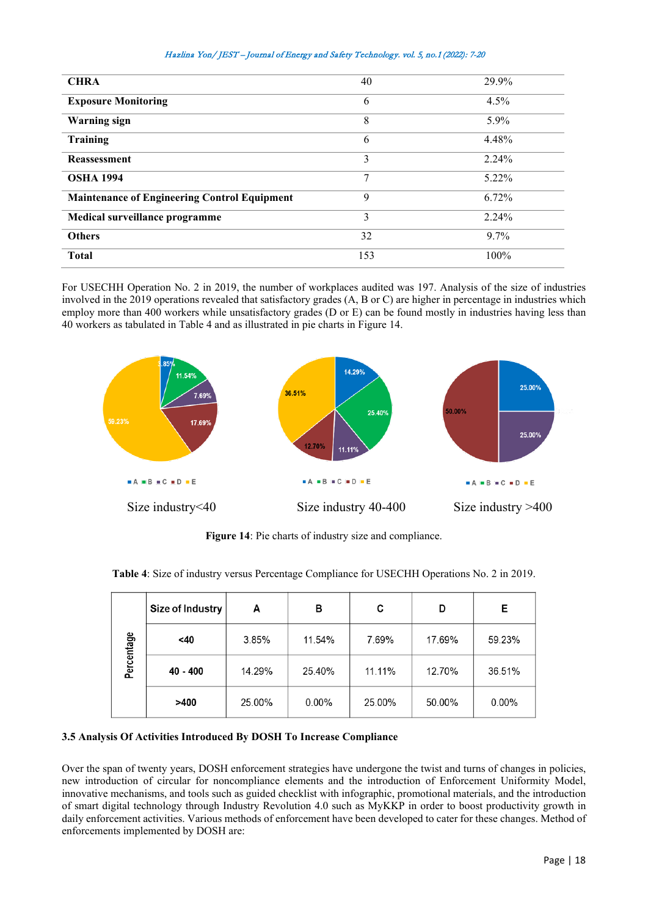| CHRA | 40 | 29.9% |
|---|---|---|
| Exposure Monitoring | 6 | 4.5% |
| Warning sign | 8 | 5.9% |
| Training | 6 | 4.48% |
| Reassessment | 3 | 2.24% |
| OSHA 1994 | 7 | 5.22% |
| Maintenance of Engineering Control Equipment | 9 | 6.72% |
| Medical surveillance programme | 3 | 2.24% |
| Others | 32 | 9.7% |
| Total | 153 | 100% |

For USECHH Operation No. 2 in 2019, the number of workplaces audited was 197. Analysis of the size of industries involved in the 2019 operations revealed that satisfactory grades (A, B or C) are higher in percentage in industries which employ more than 400 workers while unsatisfactory grades (D or E) can be found mostly in industries having less than 40 workers as tabulated in Table 4 and as illustrated in pie charts in Figure 14.

Size industry<40 Size industry 40-400 Size industry >400

**Figure 14**: Pie charts of industry size and compliance.

**Table 4**: Size of industry versus Percentage Compliance for USECHH Operations No. 2 in 2019.

| | Size of Industry | A | B | C | D | E |
|---|---|---|---|---|---|---|
| Percentage | <40 | 3.85% | 11.54% | 7.69% | 17.69% | 59.23% |
| | 40 - 400 | 14.29% | 25.40% | 11.11% | 12.70% | 36.51% |
| | >400 | 25.00% | 0.00% | 25.00% | 50.00% | 0.00% |

### 3.5 Analysis Of Activities Introduced By DOSH To Increase Compliance

Over the span of twenty years, DOSH enforcement strategies have undergone the twist and turns of changes in policies, new introduction of circular for noncompliance elements and the introduction of Enforcement Uniformity Model, innovative mechanisms, and tools such as guided checklist with infographic, promotional materials, and the introduction of smart digital technology through Industry Revolution 4.0 such as MyKKP in order to boost productivity growth in daily enforcement activities. Various methods of enforcement have been developed to cater for these changes. Method of enforcements implemented by DOSH are: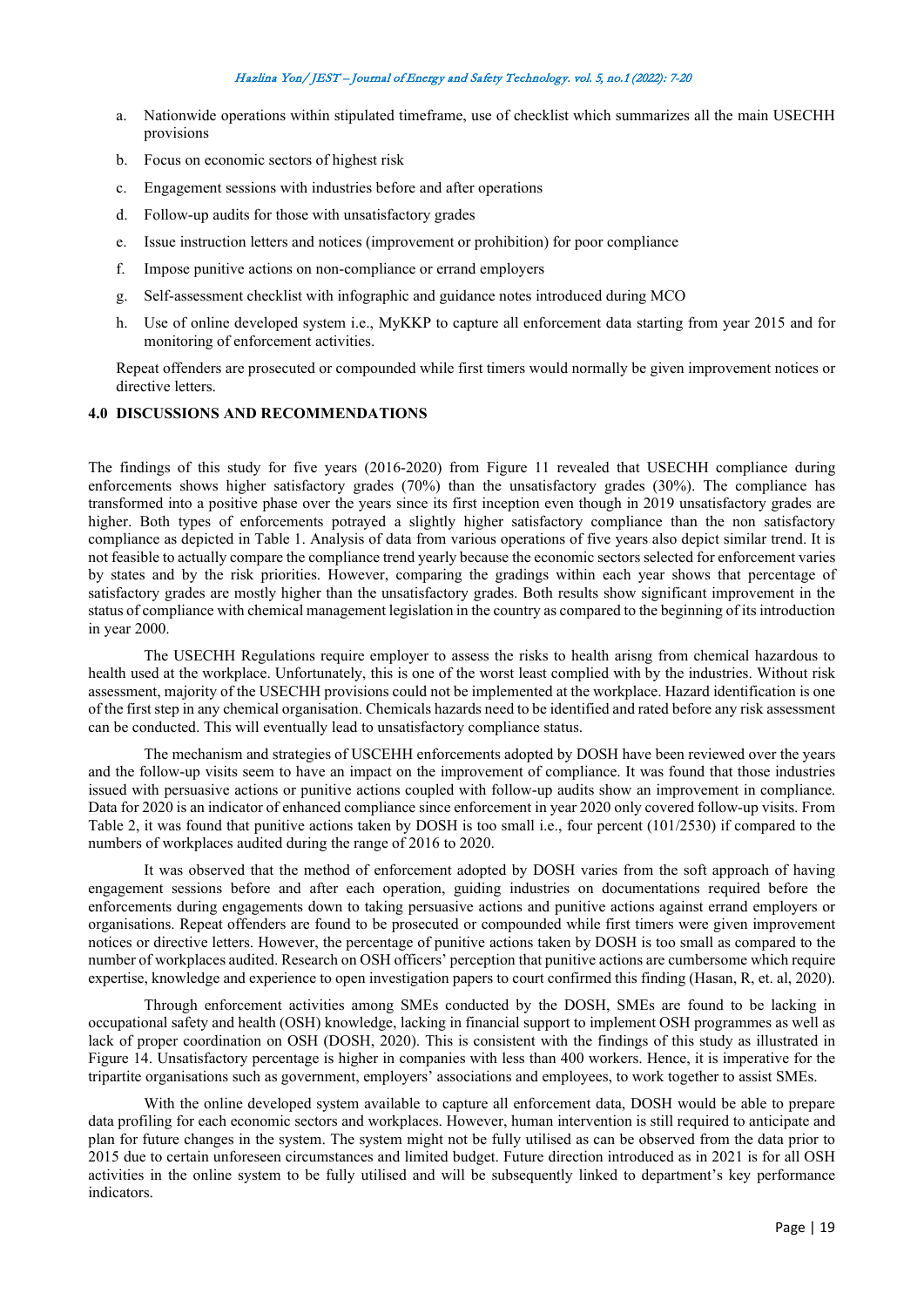a. Nationwide operations within stipulated timeframe, use of checklist which summarizes all the main USECHH provisions
b. Focus on economic sectors of highest risk
c. Engagement sessions with industries before and after operations
d. Follow-up audits for those with unsatisfactory grades
e. Issue instruction letters and notices (improvement or prohibition) for poor compliance
f. Impose punitive actions on non-compliance or errand employers
g. Self-assessment checklist with infographic and guidance notes introduced during MCO
h. Use of online developed system i.e., MyKKP to capture all enforcement data starting from year 2015 and for monitoring of enforcement activities.

Repeat offenders are prosecuted or compounded while first timers would normally be given improvement notices or directive letters.

## 4.0 DISCUSSIONS AND RECOMMENDATIONS

The findings of this study for five years (2016-2020) from Figure 11 revealed that USECHH compliance during enforcements shows higher satisfactory grades (70%) than the unsatisfactory grades (30%). The compliance has transformed into a positive phase over the years since its first inception even though in 2019 unsatisfactory grades are higher. Both types of enforcements potrayed a slightly higher satisfactory compliance than the non satisfactory compliance as depicted in Table 1. Analysis of data from various operations of five years also depict similar trend. It is not feasible to actually compare the compliance trend yearly because the economic sectors selected for enforcement varies by states and by the risk priorities. However, comparing the gradings within each year shows that percentage of satisfactory grades are mostly higher than the unsatisfactory grades. Both results show significant improvement in the status of compliance with chemical management legislation in the country as compared to the beginning of its introduction in year 2000.

The USECHH Regulations require employer to assess the risks to health arisng from chemical hazardous to health used at the workplace. Unfortunately, this is one of the worst least complied with by the industries. Without risk assessment, majority of the USECHH provisions could not be implemented at the workplace. Hazard identification is one of the first step in any chemical organisation. Chemicals hazards need to be identified and rated before any risk assessment can be conducted. This will eventually lead to unsatisfactory compliance status.

The mechanism and strategies of USCEHH enforcements adopted by DOSH have been reviewed over the years and the follow-up visits seem to have an impact on the improvement of compliance. It was found that those industries issued with persuasive actions or punitive actions coupled with follow-up audits show an improvement in compliance. Data for 2020 is an indicator of enhanced compliance since enforcement in year 2020 only covered follow-up visits. From Table 2, it was found that punitive actions taken by DOSH is too small i.e., four percent (101/2530) if compared to the numbers of workplaces audited during the range of 2016 to 2020.

It was observed that the method of enforcement adopted by DOSH varies from the soft approach of having engagement sessions before and after each operation, guiding industries on documentations required before the enforcements during engagements down to taking persuasive actions and punitive actions against errand employers or organisations. Repeat offenders are found to be prosecuted or compounded while first timers were given improvement notices or directive letters. However, the percentage of punitive actions taken by DOSH is too small as compared to the number of workplaces audited. Research on OSH officers' perception that punitive actions are cumbersome which require expertise, knowledge and experience to open investigation papers to court confirmed this finding (Hasan, R, et. al, 2020).

Through enforcement activities among SMEs conducted by the DOSH, SMEs are found to be lacking in occupational safety and health (OSH) knowledge, lacking in financial support to implement OSH programmes as well as lack of proper coordination on OSH (DOSH, 2020). This is consistent with the findings of this study as illustrated in Figure 14. Unsatisfactory percentage is higher in companies with less than 400 workers. Hence, it is imperative for the tripartite organisations such as government, employers' associations and employees, to work together to assist SMEs.

With the online developed system available to capture all enforcement data, DOSH would be able to prepare data profiling for each economic sectors and workplaces. However, human intervention is still required to anticipate and plan for future changes in the system. The system might not be fully utilised as can be observed from the data prior to 2015 due to certain unforeseen circumstances and limited budget. Future direction introduced as in 2021 is for all OSH activities in the online system to be fully utilised and will be subsequently linked to department's key performance indicators.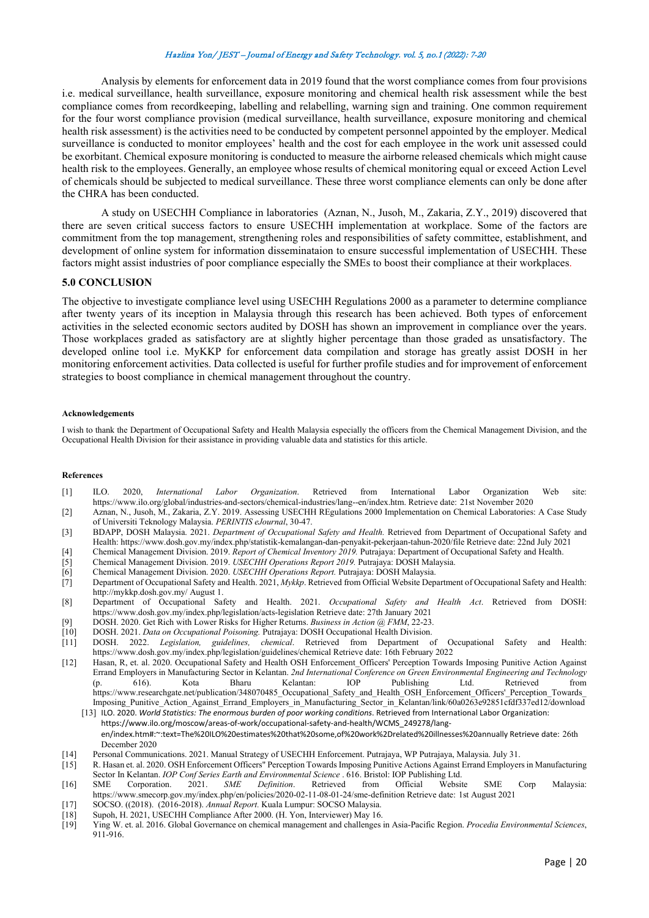Analysis by elements for enforcement data in 2019 found that the worst compliance comes from four provisions i.e. medical surveillance, health surveillance, exposure monitoring and chemical health risk assessment while the best compliance comes from recordkeeping, labelling and relabelling, warning sign and training. One common requirement for the four worst compliance provision (medical surveillance, health surveillance, exposure monitoring and chemical health risk assessment) is the activities need to be conducted by competent personnel appointed by the employer. Medical surveillance is conducted to monitor employees' health and the cost for each employee in the work unit assessed could be exorbitant. Chemical exposure monitoring is conducted to measure the airborne released chemicals which might cause health risk to the employees. Generally, an employee whose results of chemical monitoring equal or exceed Action Level of chemicals should be subjected to medical surveillance. These three worst compliance elements can only be done after the CHRA has been conducted.

A study on USECHH Compliance in laboratories (Aznan, N., Jusoh, M., Zakaria, Z.Y., 2019) discovered that there are seven critical success factors to ensure USECHH implementation at workplace. Some of the factors are commitment from the top management, strengthening roles and responsibilities of safety committee, establishment, and development of online system for information disseminataion to ensure successful implementation of USECHH. These factors might assist industries of poor compliance especially the SMEs to boost their compliance at their workplaces.

## 5.0 CONCLUSION

The objective to investigate compliance level using USECHH Regulations 2000 as a parameter to determine compliance after twenty years of its inception in Malaysia through this research has been achieved. Both types of enforcement activities in the selected economic sectors audited by DOSH has shown an improvement in compliance over the years. Those workplaces graded as satisfactory are at slightly higher percentage than those graded as unsatisfactory. The developed online tool i.e. MyKKP for enforcement data compilation and storage has greatly assist DOSH in her monitoring enforcement activities. Data collected is useful for further profile studies and for improvement of enforcement strategies to boost compliance in chemical management throughout the country.

#### Acknowledgements

I wish to thank the Department of Occupational Safety and Health Malaysia especially the officers from the Chemical Management Division, and the Occupational Health Division for their assistance in providing valuable data and statistics for this article.

#### References

[1] ILO. 2020, *International Labor Organization*. Retrieved from International Labor Organization Web site: https://www.ilo.org/global/industries-and-sectors/chemical-industries/lang--en/index.htm. Retrieve date: 21st November 2020

[2] Aznan, N., Jusoh, M., Zakaria, Z.Y. 2019. Assessing USECHH REgulations 2000 Implementation on Chemical Laboratories: A Case Study of Universiti Teknologi Malaysia. *PERINTIS eJournal*, 30-47.

[3] BDAPP, DOSH Malaysia. 2021. *Department of Occupational Safety and Health.* Retrieved from Department of Occupational Safety and Health: https://www.dosh.gov.my/index.php/statistik-kemalangan-dan-penyakit-pekerjaan-tahun-2020/file Retrieve date: 22nd July 2021

[4] Chemical Management Division. 2019. *Report of Chemical Inventory 2019.* Putrajaya: Department of Occupational Safety and Health.

[5] Chemical Management Division. 2019. *USECHH Operations Report 2019.* Putrajaya: DOSH Malaysia.

[6] Chemical Management Division. 2020. *USECHH Operations Report.* Putrajaya: DOSH Malaysia.

[7] Department of Occupational Safety and Health. 2021, *Mykkp*. Retrieved from Official Website Department of Occupational Safety and Health: http://mykkp.dosh.gov.my/ August 1.

[8] Department of Occupational Safety and Health. 2021. *Occupational Safety and Health Act*. Retrieved from DOSH: https://www.dosh.gov.my/index.php/legislation/acts-legislation Retrieve date: 27th January 2021

[9] DOSH. 2020. Get Rich with Lower Risks for Higher Returns. *Business in Action @ FMM*, 22-23.

[10] DOSH. 2021. *Data on Occupational Poisoning.* Putrajaya: DOSH Occupational Health Division.

[11] DOSH. 2022. *Legislation, guidelines, chemical*. Retrieved from Department of Occupational Safety and Health: https://www.dosh.gov.my/index.php/legislation/guidelines/chemical Retrieve date: 16th February 2022

[12] Hasan, R, et. al. 2020. Occupational Safety and Health OSH Enforcement_Officers' Perception Towards Imposing Punitive Action Against Errand Employers in Manufacturing Sector in Kelantan. *2nd International Conference on Green Environmental Engineering and Technology* (p. 616). Kota Bharu Kelantan: IOP Publishing Ltd. Retrieved from https://www.researchgate.net/publication/348070485_Occupational_Safety_and_Health_OSH_Enforcement_Officers'_Perception_Towards_Imposing_Punitive_Action_Against_Errand_Employers_in_Manufacturing_Sector_in_Kelantan/link/60a0263e92851cfdf337ed12/download

[13] ILO. 2020. *World Statistics: The enormous burden of poor working conditions*. Retrieved from International Labor Organization: https://www.ilo.org/moscow/areas-of-work/occupational-safety-and-health/WCMS_249278/lang-en/index.htm#:~:text=The%20ILO%20estimates%20that%20some,of%20work%2Drelated%20illnesses%20annually Retrieve date: 26th December 2020

[14] Personal Communications. 2021. Manual Strategy of USECHH Enforcement. Putrajaya, WP Putrajaya, Malaysia. July 31.

[15] R. Hasan et. al. 2020. OSH Enforcement Officers" Perception Towards Imposing Punitive Actions Against Errand Employers in Manufacturing Sector In Kelantan. *IOP Conf Series Earth and Environmental Science* . 616. Bristol: IOP Publishing Ltd.

[16] SME Corporation. 2021. *SME Definition*. Retrieved from Official Website SME Corp Malaysia: https://www.smecorp.gov.my/index.php/en/policies/2020-02-11-08-01-24/sme-definition Retrieve date: 1st August 2021

[17] SOCSO. ((2018). (2016-2018). *Annual Report.* Kuala Lumpur: SOCSO Malaysia.

[18] Supoh, H. 2021, USECHH Compliance After 2000. (H. Yon, Interviewer) May 16.

[19] Ying W. et. al. 2016. Global Governance on chemical management and challenges in Asia-Pacific Region. *Procedia Environmental Sciences*, 911-916.